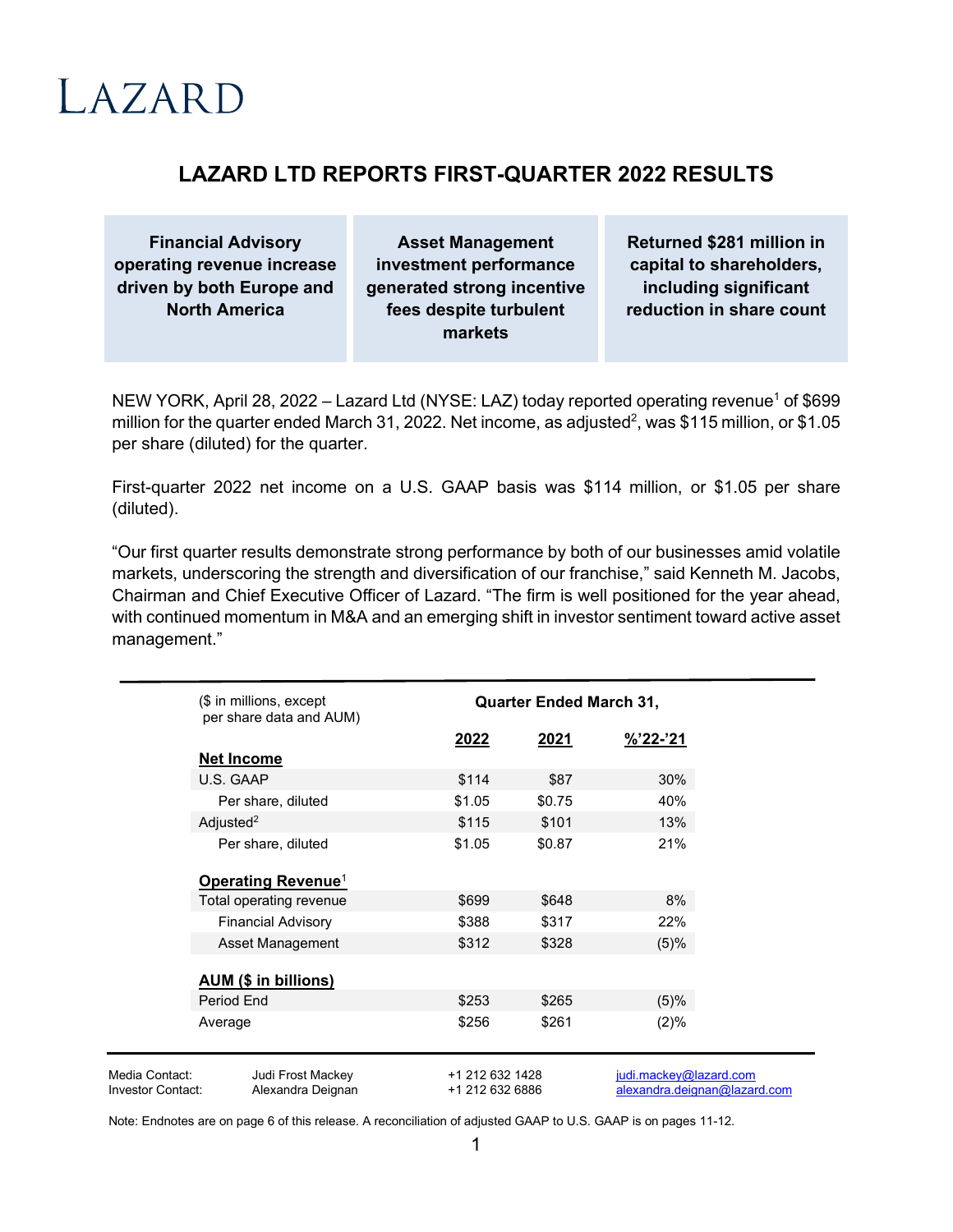# LAZARD

## LAZARD LTD REPORTS FIRST-QUARTER 2022 RESULTS

| Financial Advisory operating revenue increase driven by both Europe and North America | Asset Management investment performance generated strong incentive fees despite turbulent markets | Returned $281 million in capital to shareholders, including significant reduction in share count |
|---|---|---|

NEW YORK, April 28, 2022 – Lazard Ltd (NYSE: LAZ) today reported operating revenue[1] of $699 million for the quarter ended March 31, 2022. Net income, as adjusted[2], was $115 million, or $1.05 per share (diluted) for the quarter.

First-quarter 2022 net income on a U.S. GAAP basis was $114 million, or $1.05 per share (diluted).

"Our first quarter results demonstrate strong performance by both of our businesses amid volatile markets, underscoring the strength and diversification of our franchise," said Kenneth M. Jacobs, Chairman and Chief Executive Officer of Lazard. "The firm is well positioned for the year ahead, with continued momentum in M&A and an emerging shift in investor sentiment toward active asset management."

| ($ in millions, except per share data and AUM) | Quarter Ended March 31, | | |
|---|---|---|---|
| | **2022** | **2021** | **%'22-'21** |
| **Net Income** | | | |
| U.S. GAAP | $114 | $87 | 30% |
| Per share, diluted | $1.05 | $0.75 | 40% |
| Adjusted[2] | $115 | $101 | 13% |
| Per share, diluted | $1.05 | $0.87 | 21% |
| **Operating Revenue[1]** | | | |
| Total operating revenue | $699 | $648 | 8% |
| Financial Advisory | $388 | $317 | 22% |
| Asset Management | $312 | $328 | (5)% |
| **AUM ($ in billions)** | | | |
| Period End | $253 | $265 | (5)% |
| Average | $256 | $261 | (2)% |

| | | | |
|---|---|---|---|
| Media Contact: | Judi Frost Mackey | +1 212 632 1428 | judi.mackey@lazard.com |
| Investor Contact: | Alexandra Deignan | +1 212 632 6886 | alexandra.deignan@lazard.com |

Note: Endnotes are on page 6 of this release. A reconciliation of adjusted GAAP to U.S. GAAP is on pages 11-12.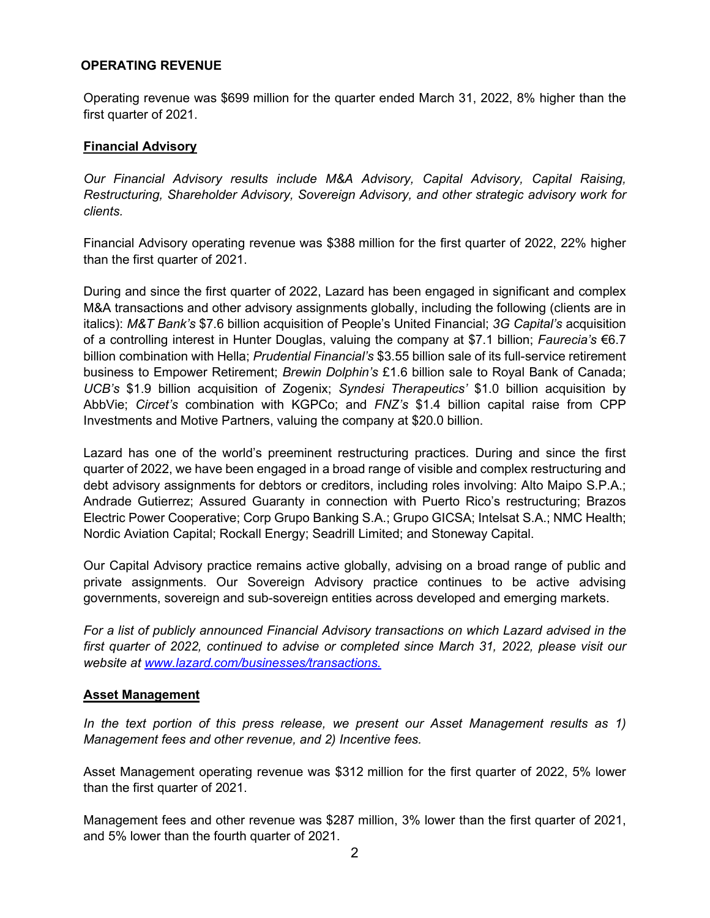## OPERATING REVENUE

Operating revenue was $699 million for the quarter ended March 31, 2022, 8% higher than the first quarter of 2021.

### Financial Advisory

*Our Financial Advisory results include M&A Advisory, Capital Advisory, Capital Raising, Restructuring, Shareholder Advisory, Sovereign Advisory, and other strategic advisory work for clients.*

Financial Advisory operating revenue was $388 million for the first quarter of 2022, 22% higher than the first quarter of 2021.

During and since the first quarter of 2022, Lazard has been engaged in significant and complex M&A transactions and other advisory assignments globally, including the following (clients are in italics): *M&T Bank's* $7.6 billion acquisition of People's United Financial; *3G Capital's* acquisition of a controlling interest in Hunter Douglas, valuing the company at $7.1 billion; *Faurecia's* €6.7 billion combination with Hella; *Prudential Financial's* $3.55 billion sale of its full-service retirement business to Empower Retirement; *Brewin Dolphin's* £1.6 billion sale to Royal Bank of Canada; *UCB's* $1.9 billion acquisition of Zogenix; *Syndesi Therapeutics'* $1.0 billion acquisition by AbbVie; *Circet's* combination with KGPCo; and *FNZ's* $1.4 billion capital raise from CPP Investments and Motive Partners, valuing the company at $20.0 billion.

Lazard has one of the world's preeminent restructuring practices. During and since the first quarter of 2022, we have been engaged in a broad range of visible and complex restructuring and debt advisory assignments for debtors or creditors, including roles involving: Alto Maipo S.P.A.; Andrade Gutierrez; Assured Guaranty in connection with Puerto Rico's restructuring; Brazos Electric Power Cooperative; Corp Grupo Banking S.A.; Grupo GICSA; Intelsat S.A.; NMC Health; Nordic Aviation Capital; Rockall Energy; Seadrill Limited; and Stoneway Capital.

Our Capital Advisory practice remains active globally, advising on a broad range of public and private assignments. Our Sovereign Advisory practice continues to be active advising governments, sovereign and sub-sovereign entities across developed and emerging markets.

*For a list of publicly announced Financial Advisory transactions on which Lazard advised in the first quarter of 2022, continued to advise or completed since March 31, 2022, please visit our website at [www.lazard.com/businesses/transactions.](http://www.lazard.com/businesses/transactions)*

### Asset Management

*In the text portion of this press release, we present our Asset Management results as 1) Management fees and other revenue, and 2) Incentive fees.*

Asset Management operating revenue was $312 million for the first quarter of 2022, 5% lower than the first quarter of 2021.

Management fees and other revenue was $287 million, 3% lower than the first quarter of 2021, and 5% lower than the fourth quarter of 2021.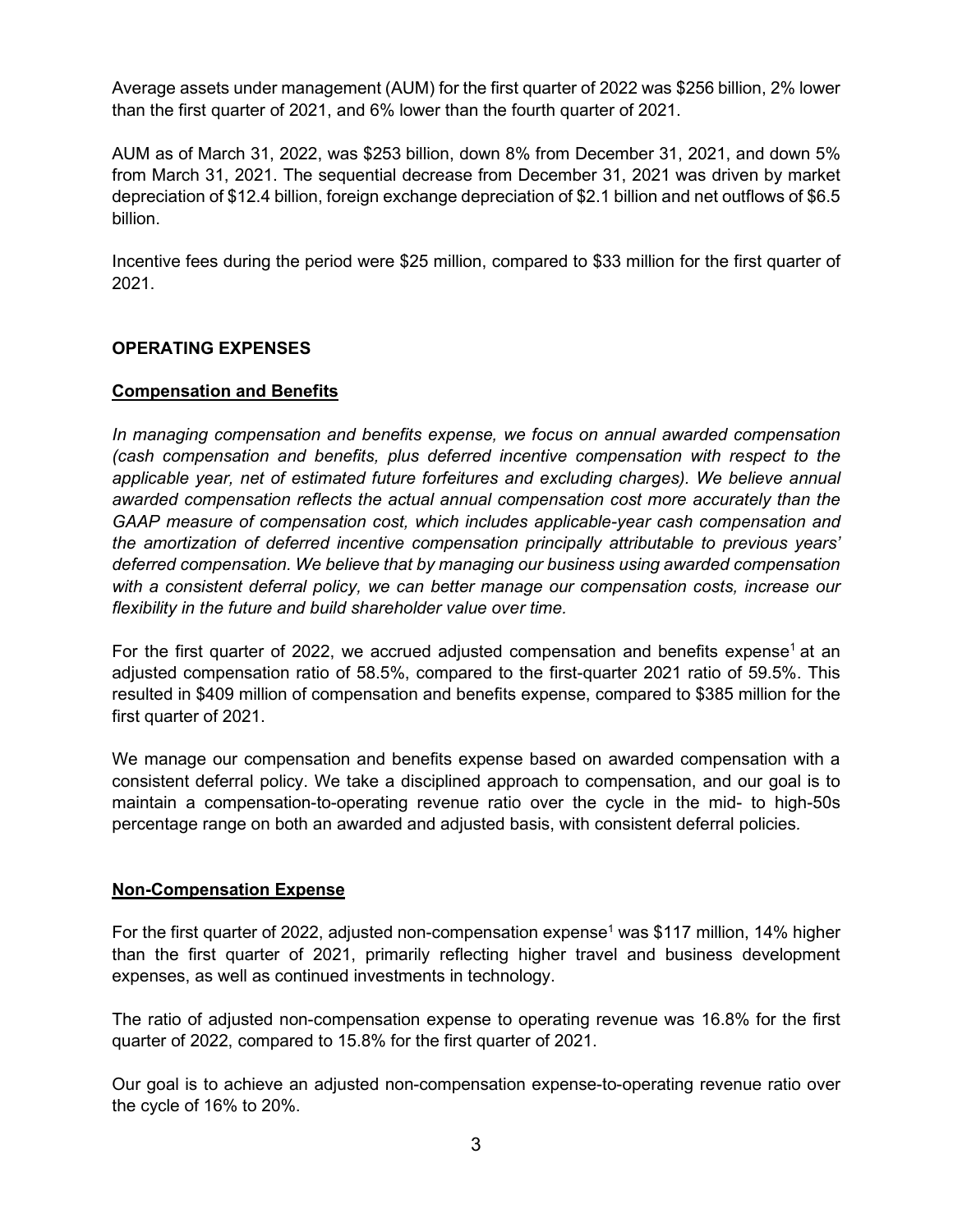Average assets under management (AUM) for the first quarter of 2022 was $256 billion, 2% lower than the first quarter of 2021, and 6% lower than the fourth quarter of 2021.

AUM as of March 31, 2022, was $253 billion, down 8% from December 31, 2021, and down 5% from March 31, 2021. The sequential decrease from December 31, 2021 was driven by market depreciation of $12.4 billion, foreign exchange depreciation of $2.1 billion and net outflows of $6.5 billion.

Incentive fees during the period were $25 million, compared to $33 million for the first quarter of 2021.

## OPERATING EXPENSES

### Compensation and Benefits

*In managing compensation and benefits expense, we focus on annual awarded compensation (cash compensation and benefits, plus deferred incentive compensation with respect to the applicable year, net of estimated future forfeitures and excluding charges). We believe annual awarded compensation reflects the actual annual compensation cost more accurately than the GAAP measure of compensation cost, which includes applicable-year cash compensation and the amortization of deferred incentive compensation principally attributable to previous years' deferred compensation. We believe that by managing our business using awarded compensation with a consistent deferral policy, we can better manage our compensation costs, increase our flexibility in the future and build shareholder value over time.*

For the first quarter of 2022, we accrued adjusted compensation and benefits expense[1] at an adjusted compensation ratio of 58.5%, compared to the first-quarter 2021 ratio of 59.5%. This resulted in $409 million of compensation and benefits expense, compared to $385 million for the first quarter of 2021.

We manage our compensation and benefits expense based on awarded compensation with a consistent deferral policy. We take a disciplined approach to compensation, and our goal is to maintain a compensation-to-operating revenue ratio over the cycle in the mid- to high-50s percentage range on both an awarded and adjusted basis, with consistent deferral policies.

### Non-Compensation Expense

For the first quarter of 2022, adjusted non-compensation expense[1] was $117 million, 14% higher than the first quarter of 2021, primarily reflecting higher travel and business development expenses, as well as continued investments in technology.

The ratio of adjusted non-compensation expense to operating revenue was 16.8% for the first quarter of 2022, compared to 15.8% for the first quarter of 2021.

Our goal is to achieve an adjusted non-compensation expense-to-operating revenue ratio over the cycle of 16% to 20%.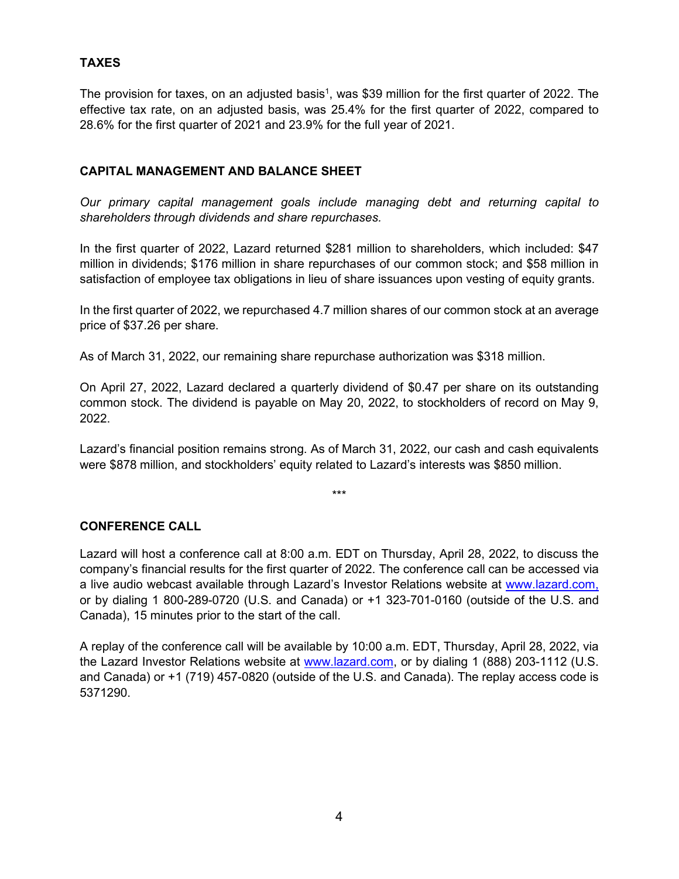## TAXES

The provision for taxes, on an adjusted basis[1], was $39 million for the first quarter of 2022. The effective tax rate, on an adjusted basis, was 25.4% for the first quarter of 2022, compared to 28.6% for the first quarter of 2021 and 23.9% for the full year of 2021.

## CAPITAL MANAGEMENT AND BALANCE SHEET

*Our primary capital management goals include managing debt and returning capital to shareholders through dividends and share repurchases.*

In the first quarter of 2022, Lazard returned $281 million to shareholders, which included: $47 million in dividends; $176 million in share repurchases of our common stock; and $58 million in satisfaction of employee tax obligations in lieu of share issuances upon vesting of equity grants.

In the first quarter of 2022, we repurchased 4.7 million shares of our common stock at an average price of $37.26 per share.

As of March 31, 2022, our remaining share repurchase authorization was $318 million.

On April 27, 2022, Lazard declared a quarterly dividend of $0.47 per share on its outstanding common stock. The dividend is payable on May 20, 2022, to stockholders of record on May 9, 2022.

Lazard's financial position remains strong. As of March 31, 2022, our cash and cash equivalents were $878 million, and stockholders' equity related to Lazard's interests was $850 million.

***

## CONFERENCE CALL

Lazard will host a conference call at 8:00 a.m. EDT on Thursday, April 28, 2022, to discuss the company's financial results for the first quarter of 2022. The conference call can be accessed via a live audio webcast available through Lazard's Investor Relations website at www.lazard.com, or by dialing 1 800-289-0720 (U.S. and Canada) or +1 323-701-0160 (outside of the U.S. and Canada), 15 minutes prior to the start of the call.

A replay of the conference call will be available by 10:00 a.m. EDT, Thursday, April 28, 2022, via the Lazard Investor Relations website at www.lazard.com, or by dialing 1 (888) 203-1112 (U.S. and Canada) or +1 (719) 457-0820 (outside of the U.S. and Canada). The replay access code is 5371290.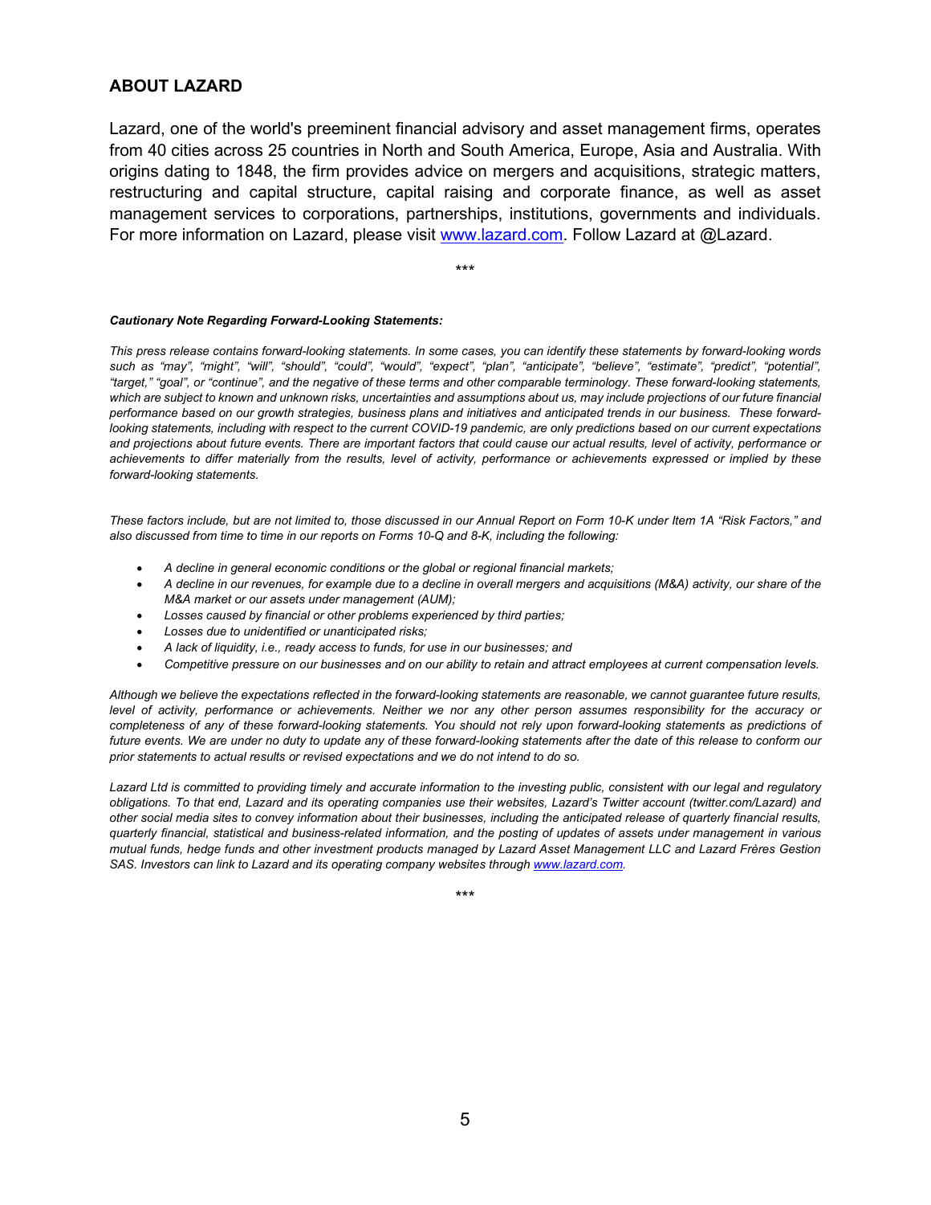## ABOUT LAZARD

Lazard, one of the world's preeminent financial advisory and asset management firms, operates from 40 cities across 25 countries in North and South America, Europe, Asia and Australia. With origins dating to 1848, the firm provides advice on mergers and acquisitions, strategic matters, restructuring and capital structure, capital raising and corporate finance, as well as asset management services to corporations, partnerships, institutions, governments and individuals. For more information on Lazard, please visit [www.lazard.com](http://www.lazard.com). Follow Lazard at @Lazard.

***

***Cautionary Note Regarding Forward-Looking Statements:***

*This press release contains forward-looking statements. In some cases, you can identify these statements by forward-looking words such as "may", "might", "will", "should", "could", "would", "expect", "plan", "anticipate", "believe", "estimate", "predict", "potential", "target," "goal", or "continue", and the negative of these terms and other comparable terminology. These forward-looking statements, which are subject to known and unknown risks, uncertainties and assumptions about us, may include projections of our future financial performance based on our growth strategies, business plans and initiatives and anticipated trends in our business. These forward-looking statements, including with respect to the current COVID-19 pandemic, are only predictions based on our current expectations and projections about future events. There are important factors that could cause our actual results, level of activity, performance or achievements to differ materially from the results, level of activity, performance or achievements expressed or implied by these forward-looking statements.*

*These factors include, but are not limited to, those discussed in our Annual Report on Form 10-K under Item 1A "Risk Factors," and also discussed from time to time in our reports on Forms 10-Q and 8-K, including the following:*

- *A decline in general economic conditions or the global or regional financial markets;*
- *A decline in our revenues, for example due to a decline in overall mergers and acquisitions (M&A) activity, our share of the M&A market or our assets under management (AUM);*
- *Losses caused by financial or other problems experienced by third parties;*
- *Losses due to unidentified or unanticipated risks;*
- *A lack of liquidity, i.e., ready access to funds, for use in our businesses; and*
- *Competitive pressure on our businesses and on our ability to retain and attract employees at current compensation levels.*

*Although we believe the expectations reflected in the forward-looking statements are reasonable, we cannot guarantee future results, level of activity, performance or achievements. Neither we nor any other person assumes responsibility for the accuracy or completeness of any of these forward-looking statements. You should not rely upon forward-looking statements as predictions of future events. We are under no duty to update any of these forward-looking statements after the date of this release to conform our prior statements to actual results or revised expectations and we do not intend to do so.*

*Lazard Ltd is committed to providing timely and accurate information to the investing public, consistent with our legal and regulatory obligations. To that end, Lazard and its operating companies use their websites, Lazard's Twitter account (twitter.com/Lazard) and other social media sites to convey information about their businesses, including the anticipated release of quarterly financial results, quarterly financial, statistical and business-related information, and the posting of updates of assets under management in various mutual funds, hedge funds and other investment products managed by Lazard Asset Management LLC and Lazard Frères Gestion SAS. Investors can link to Lazard and its operating company websites through [www.lazard.com](http://www.lazard.com).*

***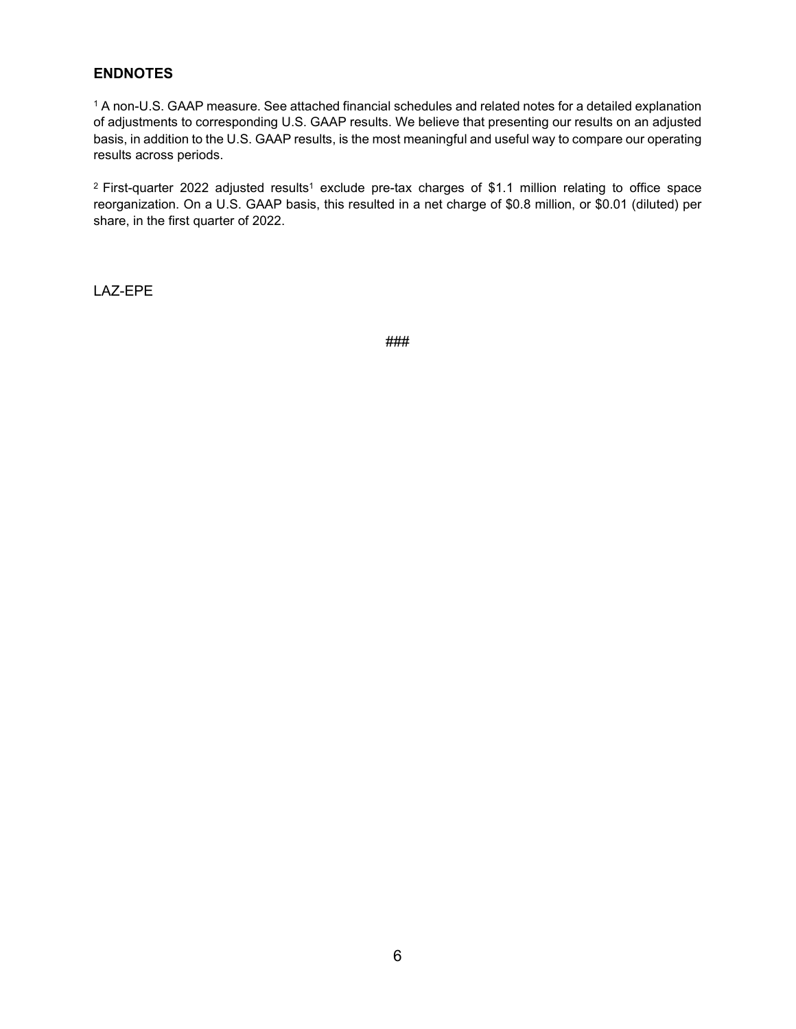## ENDNOTES

[1] A non-U.S. GAAP measure. See attached financial schedules and related notes for a detailed explanation of adjustments to corresponding U.S. GAAP results. We believe that presenting our results on an adjusted basis, in addition to the U.S. GAAP results, is the most meaningful and useful way to compare our operating results across periods.

[2] First-quarter 2022 adjusted results[1] exclude pre-tax charges of $1.1 million relating to office space reorganization. On a U.S. GAAP basis, this resulted in a net charge of $0.8 million, or $0.01 (diluted) per share, in the first quarter of 2022.

LAZ-EPE

###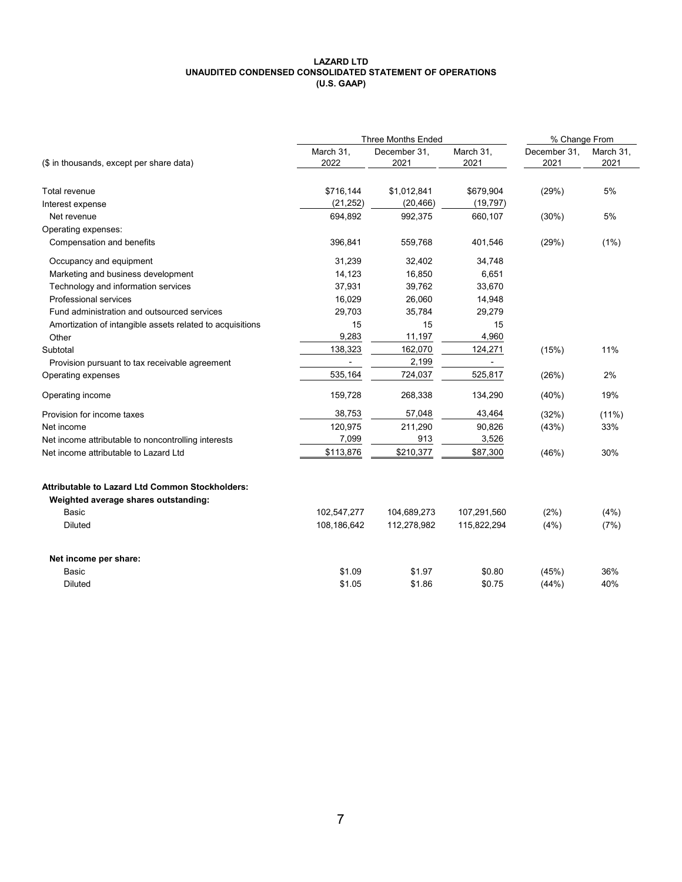**LAZARD LTD**
**UNAUDITED CONDENSED CONSOLIDATED STATEMENT OF OPERATIONS**
**(U.S. GAAP)**

| | Three Months Ended | | | % Change From | |
|---|---|---|---|---|---|
| ($ in thousands, except per share data) | March 31, 2022 | December 31, 2021 | March 31, 2021 | December 31, 2021 | March 31, 2021 |
| Total revenue | $716,144 | $1,012,841 | $679,904 | (29%) | 5% |
| Interest expense | (21,252) | (20,466) | (19,797) | | |
| Net revenue | 694,892 | 992,375 | 660,107 | (30%) | 5% |
| Operating expenses: | | | | | |
| Compensation and benefits | 396,841 | 559,768 | 401,546 | (29%) | (1%) |
| Occupancy and equipment | 31,239 | 32,402 | 34,748 | | |
| Marketing and business development | 14,123 | 16,850 | 6,651 | | |
| Technology and information services | 37,931 | 39,762 | 33,670 | | |
| Professional services | 16,029 | 26,060 | 14,948 | | |
| Fund administration and outsourced services | 29,703 | 35,784 | 29,279 | | |
| Amortization of intangible assets related to acquisitions | 15 | 15 | 15 | | |
| Other | 9,283 | 11,197 | 4,960 | | |
| Subtotal | 138,323 | 162,070 | 124,271 | (15%) | 11% |
| Provision pursuant to tax receivable agreement | - | 2,199 | - | | |
| Operating expenses | 535,164 | 724,037 | 525,817 | (26%) | 2% |
| Operating income | 159,728 | 268,338 | 134,290 | (40%) | 19% |
| Provision for income taxes | 38,753 | 57,048 | 43,464 | (32%) | (11%) |
| Net income | 120,975 | 211,290 | 90,826 | (43%) | 33% |
| Net income attributable to noncontrolling interests | 7,099 | 913 | 3,526 | | |
| Net income attributable to Lazard Ltd | $113,876 | $210,377 | $87,300 | (46%) | 30% |
| **Attributable to Lazard Ltd Common Stockholders:** | | | | | |
| **Weighted average shares outstanding:** | | | | | |
| Basic | 102,547,277 | 104,689,273 | 107,291,560 | (2%) | (4%) |
| Diluted | 108,186,642 | 112,278,982 | 115,822,294 | (4%) | (7%) |
| **Net income per share:** | | | | | |
| Basic | $1.09 | $1.97 | $0.80 | (45%) | 36% |
| Diluted | $1.05 | $1.86 | $0.75 | (44%) | 40% |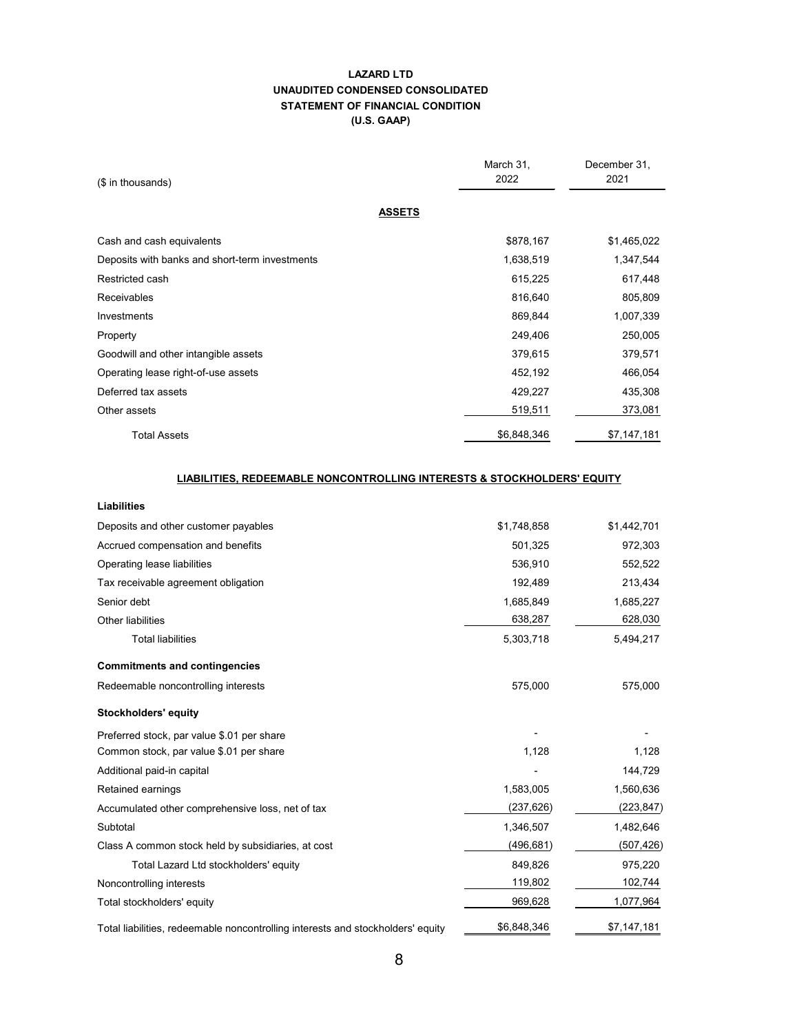# LAZARD LTD
## UNAUDITED CONDENSED CONSOLIDATED
## STATEMENT OF FINANCIAL CONDITION
## (U.S. GAAP)

| ($ in thousands) | March 31, 2022 | December 31, 2021 |
|---|---|---|
| **ASSETS** | | |
| Cash and cash equivalents | $878,167 | $1,465,022 |
| Deposits with banks and short-term investments | 1,638,519 | 1,347,544 |
| Restricted cash | 615,225 | 617,448 |
| Receivables | 816,640 | 805,809 |
| Investments | 869,844 | 1,007,339 |
| Property | 249,406 | 250,005 |
| Goodwill and other intangible assets | 379,615 | 379,571 |
| Operating lease right-of-use assets | 452,192 | 466,054 |
| Deferred tax assets | 429,227 | 435,308 |
| Other assets | 519,511 | 373,081 |
| Total Assets | $6,848,346 | $7,147,181 |
| **LIABILITIES, REDEEMABLE NONCONTROLLING INTERESTS & STOCKHOLDERS' EQUITY** | | |
| **Liabilities** | | |
| Deposits and other customer payables | $1,748,858 | $1,442,701 |
| Accrued compensation and benefits | 501,325 | 972,303 |
| Operating lease liabilities | 536,910 | 552,522 |
| Tax receivable agreement obligation | 192,489 | 213,434 |
| Senior debt | 1,685,849 | 1,685,227 |
| Other liabilities | 638,287 | 628,030 |
| Total liabilities | 5,303,718 | 5,494,217 |
| **Commitments and contingencies** | | |
| Redeemable noncontrolling interests | 575,000 | 575,000 |
| **Stockholders' equity** | | |
| Preferred stock, par value $.01 per share | - | - |
| Common stock, par value $.01 per share | 1,128 | 1,128 |
| Additional paid-in capital | - | 144,729 |
| Retained earnings | 1,583,005 | 1,560,636 |
| Accumulated other comprehensive loss, net of tax | (237,626) | (223,847) |
| Subtotal | 1,346,507 | 1,482,646 |
| Class A common stock held by subsidiaries, at cost | (496,681) | (507,426) |
| Total Lazard Ltd stockholders' equity | 849,826 | 975,220 |
| Noncontrolling interests | 119,802 | 102,744 |
| Total stockholders' equity | 969,628 | 1,077,964 |
| Total liabilities, redeemable noncontrolling interests and stockholders' equity | $6,848,346 | $7,147,181 |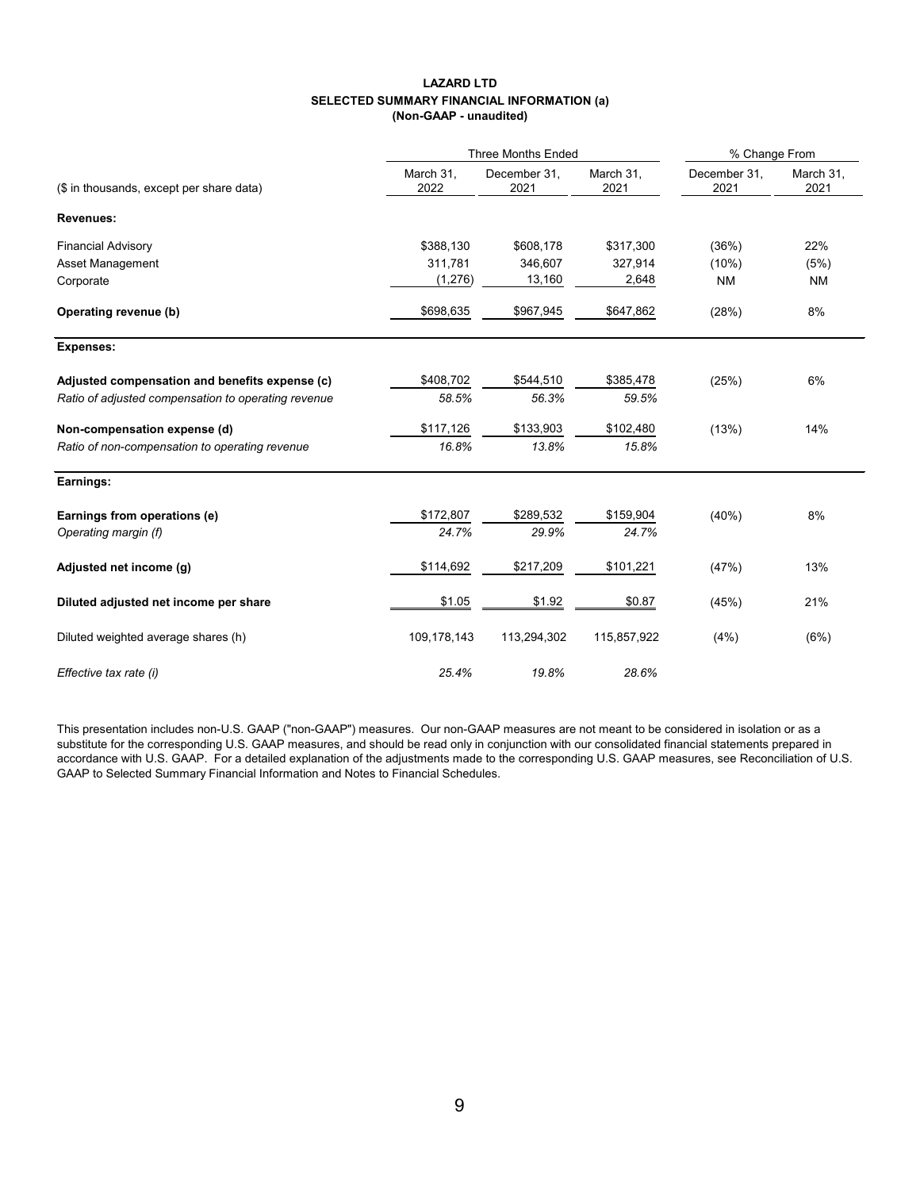**LAZARD LTD**
**SELECTED SUMMARY FINANCIAL INFORMATION (a)**
**(Non-GAAP - unaudited)**

| ($ in thousands, except per share data) | Three Months Ended | | | % Change From | |
|---|---|---|---|---|---|
| | March 31, 2022 | December 31, 2021 | March 31, 2021 | December 31, 2021 | March 31, 2021 |
| **Revenues:** | | | | | |
| Financial Advisory | $388,130 | $608,178 | $317,300 | (36%) | 22% |
| Asset Management | 311,781 | 346,607 | 327,914 | (10%) | (5%) |
| Corporate | (1,276) | 13,160 | 2,648 | NM | NM |
| **Operating revenue (b)** | $698,635 | $967,945 | $647,862 | (28%) | 8% |
| **Expenses:** | | | | | |
| **Adjusted compensation and benefits expense (c)** | $408,702 | $544,510 | $385,478 | (25%) | 6% |
| *Ratio of adjusted compensation to operating revenue* | *58.5%* | *56.3%* | *59.5%* | | |
| **Non-compensation expense (d)** | $117,126 | $133,903 | $102,480 | (13%) | 14% |
| *Ratio of non-compensation to operating revenue* | *16.8%* | *13.8%* | *15.8%* | | |
| **Earnings:** | | | | | |
| **Earnings from operations (e)** | $172,807 | $289,532 | $159,904 | (40%) | 8% |
| *Operating margin (f)* | *24.7%* | *29.9%* | *24.7%* | | |
| **Adjusted net income (g)** | $114,692 | $217,209 | $101,221 | (47%) | 13% |
| **Diluted adjusted net income per share** | $1.05 | $1.92 | $0.87 | (45%) | 21% |
| Diluted weighted average shares (h) | 109,178,143 | 113,294,302 | 115,857,922 | (4%) | (6%) |
| *Effective tax rate (i)* | *25.4%* | *19.8%* | *28.6%* | | |

This presentation includes non-U.S. GAAP ("non-GAAP") measures. Our non-GAAP measures are not meant to be considered in isolation or as a substitute for the corresponding U.S. GAAP measures, and should be read only in conjunction with our consolidated financial statements prepared in accordance with U.S. GAAP. For a detailed explanation of the adjustments made to the corresponding U.S. GAAP measures, see Reconciliation of U.S. GAAP to Selected Summary Financial Information and Notes to Financial Schedules.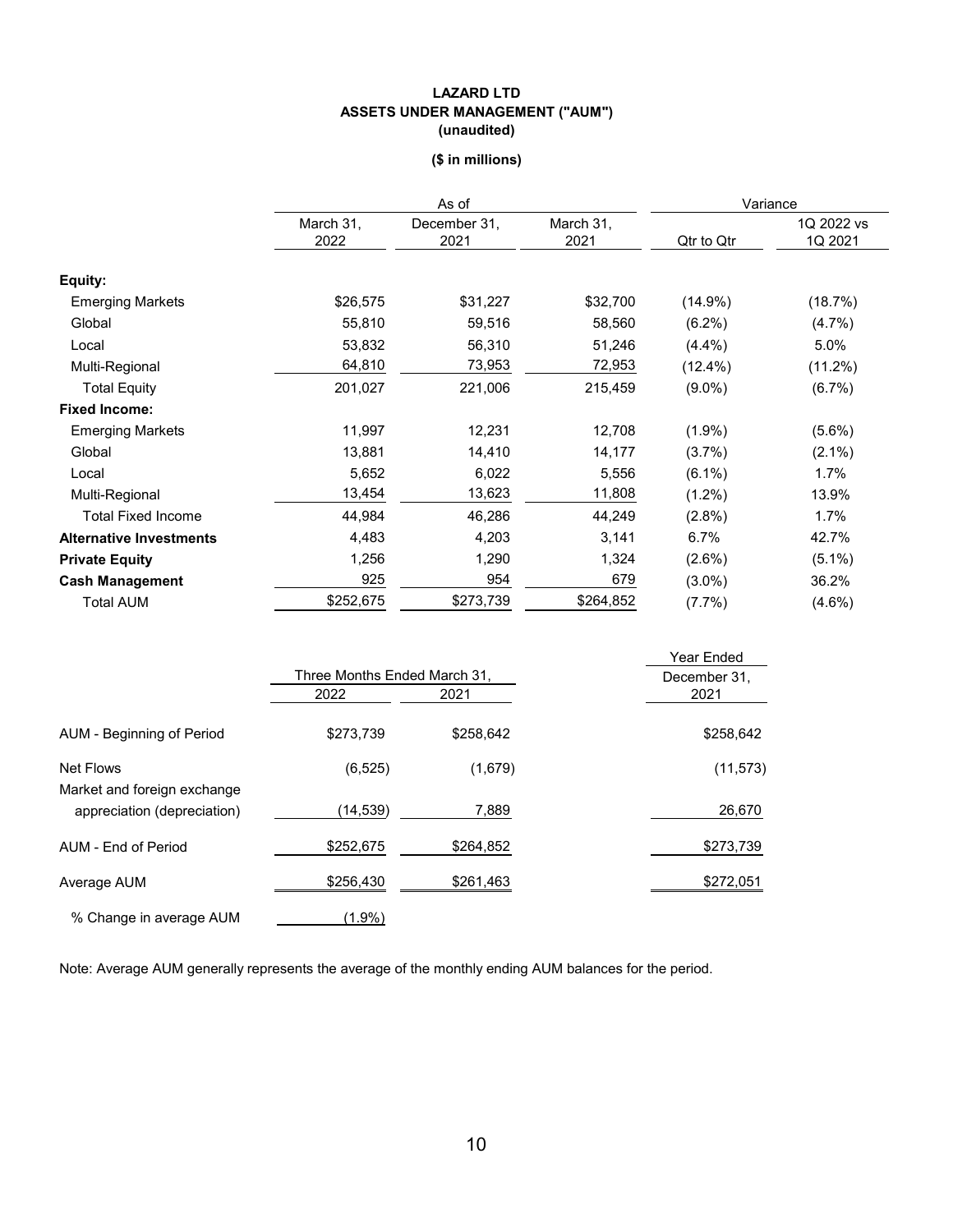**LAZARD LTD**
**ASSETS UNDER MANAGEMENT ("AUM")**
**(unaudited)**

**($ in millions)**

| | As of | | | Variance | |
|---|---|---|---|---|---|
| | March 31, 2022 | December 31, 2021 | March 31, 2021 | Qtr to Qtr | 1Q 2022 vs 1Q 2021 |
| **Equity:** | | | | | |
| Emerging Markets | $26,575 | $31,227 | $32,700 | (14.9%) | (18.7%) |
| Global | 55,810 | 59,516 | 58,560 | (6.2%) | (4.7%) |
| Local | 53,832 | 56,310 | 51,246 | (4.4%) | 5.0% |
| Multi-Regional | 64,810 | 73,953 | 72,953 | (12.4%) | (11.2%) |
| Total Equity | 201,027 | 221,006 | 215,459 | (9.0%) | (6.7%) |
| **Fixed Income:** | | | | | |
| Emerging Markets | 11,997 | 12,231 | 12,708 | (1.9%) | (5.6%) |
| Global | 13,881 | 14,410 | 14,177 | (3.7%) | (2.1%) |
| Local | 5,652 | 6,022 | 5,556 | (6.1%) | 1.7% |
| Multi-Regional | 13,454 | 13,623 | 11,808 | (1.2%) | 13.9% |
| Total Fixed Income | 44,984 | 46,286 | 44,249 | (2.8%) | 1.7% |
| **Alternative Investments** | 4,483 | 4,203 | 3,141 | 6.7% | 42.7% |
| **Private Equity** | 1,256 | 1,290 | 1,324 | (2.6%) | (5.1%) |
| **Cash Management** | 925 | 954 | 679 | (3.0%) | 36.2% |
| Total AUM | $252,675 | $273,739 | $264,852 | (7.7%) | (4.6%) |

| | Three Months Ended March 31, | | Year Ended December 31, |
|---|---|---|---|
| | 2022 | 2021 | 2021 |
| AUM - Beginning of Period | $273,739 | $258,642 | $258,642 |
| Net Flows | (6,525) | (1,679) | (11,573) |
| Market and foreign exchange appreciation (depreciation) | (14,539) | 7,889 | 26,670 |
| AUM - End of Period | $252,675 | $264,852 | $273,739 |
| Average AUM | $256,430 | $261,463 | $272,051 |
| % Change in average AUM | (1.9%) | | |

Note: Average AUM generally represents the average of the monthly ending AUM balances for the period.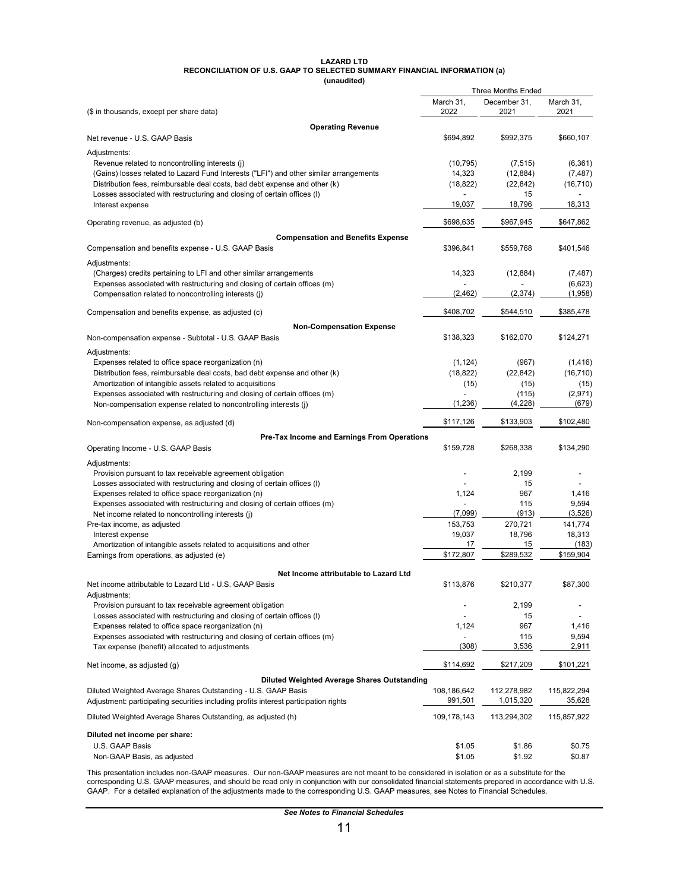**LAZARD LTD**
**RECONCILIATION OF U.S. GAAP TO SELECTED SUMMARY FINANCIAL INFORMATION (a)**
**(unaudited)**

| ($ in thousands, except per share data) | Three Months Ended | | |
|---|---|---|---|
| | March 31, 2022 | December 31, 2021 | March 31, 2021 |
| **Operating Revenue** | | | |
| Net revenue - U.S. GAAP Basis | $694,892 | $992,375 | $660,107 |
| Adjustments: | | | |
| Revenue related to noncontrolling interests (j) | (10,795) | (7,515) | (6,361) |
| (Gains) losses related to Lazard Fund Interests ("LFI") and other similar arrangements | 14,323 | (12,884) | (7,487) |
| Distribution fees, reimbursable deal costs, bad debt expense and other (k) | (18,822) | (22,842) | (16,710) |
| Losses associated with restructuring and closing of certain offices (l) | - | 15 | - |
| Interest expense | 19,037 | 18,796 | 18,313 |
| Operating revenue, as adjusted (b) | $698,635 | $967,945 | $647,862 |
| **Compensation and Benefits Expense** | | | |
| Compensation and benefits expense - U.S. GAAP Basis | $396,841 | $559,768 | $401,546 |
| Adjustments: | | | |
| (Charges) credits pertaining to LFI and other similar arrangements | 14,323 | (12,884) | (7,487) |
| Expenses associated with restructuring and closing of certain offices (m) | - | - | (6,623) |
| Compensation related to noncontrolling interests (j) | (2,462) | (2,374) | (1,958) |
| Compensation and benefits expense, as adjusted (c) | $408,702 | $544,510 | $385,478 |
| **Non-Compensation Expense** | | | |
| Non-compensation expense - Subtotal - U.S. GAAP Basis | $138,323 | $162,070 | $124,271 |
| Adjustments: | | | |
| Expenses related to office space reorganization (n) | (1,124) | (967) | (1,416) |
| Distribution fees, reimbursable deal costs, bad debt expense and other (k) | (18,822) | (22,842) | (16,710) |
| Amortization of intangible assets related to acquisitions | (15) | (15) | (15) |
| Expenses associated with restructuring and closing of certain offices (m) | - | (115) | (2,971) |
| Non-compensation expense related to noncontrolling interests (j) | (1,236) | (4,228) | (679) |
| Non-compensation expense, as adjusted (d) | $117,126 | $133,903 | $102,480 |
| **Pre-Tax Income and Earnings From Operations** | | | |
| Operating Income - U.S. GAAP Basis | $159,728 | $268,338 | $134,290 |
| Adjustments: | | | |
| Provision pursuant to tax receivable agreement obligation | - | 2,199 | - |
| Losses associated with restructuring and closing of certain offices (l) | - | 15 | - |
| Expenses related to office space reorganization (n) | 1,124 | 967 | 1,416 |
| Expenses associated with restructuring and closing of certain offices (m) | - | 115 | 9,594 |
| Net income related to noncontrolling interests (j) | (7,099) | (913) | (3,526) |
| Pre-tax income, as adjusted | 153,753 | 270,721 | 141,774 |
| Interest expense | 19,037 | 18,796 | 18,313 |
| Amortization of intangible assets related to acquisitions and other | 17 | 15 | (183) |
| Earnings from operations, as adjusted (e) | $172,807 | $289,532 | $159,904 |
| **Net Income attributable to Lazard Ltd** | | | |
| Net income attributable to Lazard Ltd - U.S. GAAP Basis | $113,876 | $210,377 | $87,300 |
| Adjustments: | | | |
| Provision pursuant to tax receivable agreement obligation | - | 2,199 | - |
| Losses associated with restructuring and closing of certain offices (l) | - | 15 | - |
| Expenses related to office space reorganization (n) | 1,124 | 967 | 1,416 |
| Expenses associated with restructuring and closing of certain offices (m) | - | 115 | 9,594 |
| Tax expense (benefit) allocated to adjustments | (308) | 3,536 | 2,911 |
| Net income, as adjusted (g) | $114,692 | $217,209 | $101,221 |
| **Diluted Weighted Average Shares Outstanding** | | | |
| Diluted Weighted Average Shares Outstanding - U.S. GAAP Basis | 108,186,642 | 112,278,982 | 115,822,294 |
| Adjustment: participating securities including profits interest participation rights | 991,501 | 1,015,320 | 35,628 |
| Diluted Weighted Average Shares Outstanding, as adjusted (h) | 109,178,143 | 113,294,302 | 115,857,922 |
| **Diluted net income per share:** | | | |
| U.S. GAAP Basis | $1.05 | $1.86 | $0.75 |
| Non-GAAP Basis, as adjusted | $1.05 | $1.92 | $0.87 |

This presentation includes non-GAAP measures. Our non-GAAP measures are not meant to be considered in isolation or as a substitute for the corresponding U.S. GAAP measures, and should be read only in conjunction with our consolidated financial statements prepared in accordance with U.S. GAAP. For a detailed explanation of the adjustments made to the corresponding U.S. GAAP measures, see Notes to Financial Schedules.

*See Notes to Financial Schedules*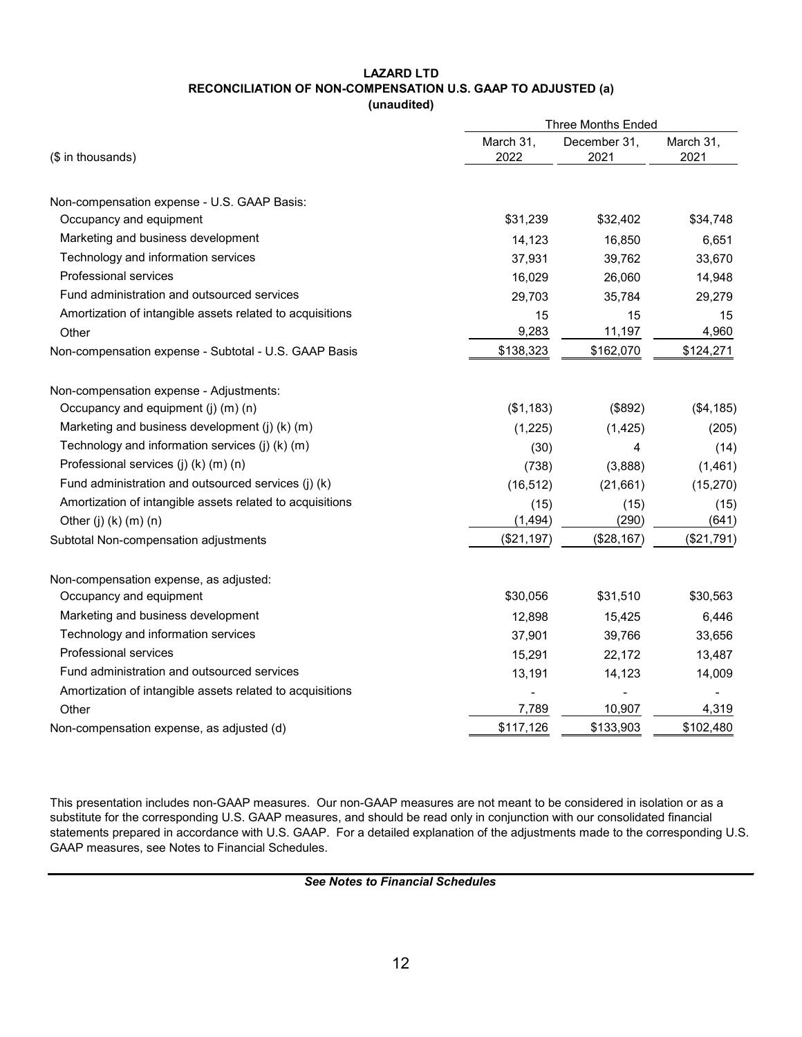**LAZARD LTD**
**RECONCILIATION OF NON-COMPENSATION U.S. GAAP TO ADJUSTED (a)**
**(unaudited)**

| | Three Months Ended | | |
|---|---|---|---|
| ($ in thousands) | March 31, 2022 | December 31, 2021 | March 31, 2021 |
| Non-compensation expense - U.S. GAAP Basis: | | | |
| Occupancy and equipment | $31,239 | $32,402 | $34,748 |
| Marketing and business development | 14,123 | 16,850 | 6,651 |
| Technology and information services | 37,931 | 39,762 | 33,670 |
| Professional services | 16,029 | 26,060 | 14,948 |
| Fund administration and outsourced services | 29,703 | 35,784 | 29,279 |
| Amortization of intangible assets related to acquisitions | 15 | 15 | 15 |
| Other | 9,283 | 11,197 | 4,960 |
| Non-compensation expense - Subtotal - U.S. GAAP Basis | $138,323 | $162,070 | $124,271 |
| Non-compensation expense - Adjustments: | | | |
| Occupancy and equipment (j) (m) (n) | ($1,183) | ($892) | ($4,185) |
| Marketing and business development (j) (k) (m) | (1,225) | (1,425) | (205) |
| Technology and information services (j) (k) (m) | (30) | 4 | (14) |
| Professional services (j) (k) (m) (n) | (738) | (3,888) | (1,461) |
| Fund administration and outsourced services (j) (k) | (16,512) | (21,661) | (15,270) |
| Amortization of intangible assets related to acquisitions | (15) | (15) | (15) |
| Other (j) (k) (m) (n) | (1,494) | (290) | (641) |
| Subtotal Non-compensation adjustments | ($21,197) | ($28,167) | ($21,791) |
| Non-compensation expense, as adjusted: | | | |
| Occupancy and equipment | $30,056 | $31,510 | $30,563 |
| Marketing and business development | 12,898 | 15,425 | 6,446 |
| Technology and information services | 37,901 | 39,766 | 33,656 |
| Professional services | 15,291 | 22,172 | 13,487 |
| Fund administration and outsourced services | 13,191 | 14,123 | 14,009 |
| Amortization of intangible assets related to acquisitions | - | - | - |
| Other | 7,789 | 10,907 | 4,319 |
| Non-compensation expense, as adjusted (d) | $117,126 | $133,903 | $102,480 |

This presentation includes non-GAAP measures. Our non-GAAP measures are not meant to be considered in isolation or as a substitute for the corresponding U.S. GAAP measures, and should be read only in conjunction with our consolidated financial statements prepared in accordance with U.S. GAAP. For a detailed explanation of the adjustments made to the corresponding U.S. GAAP measures, see Notes to Financial Schedules.

***See Notes to Financial Schedules***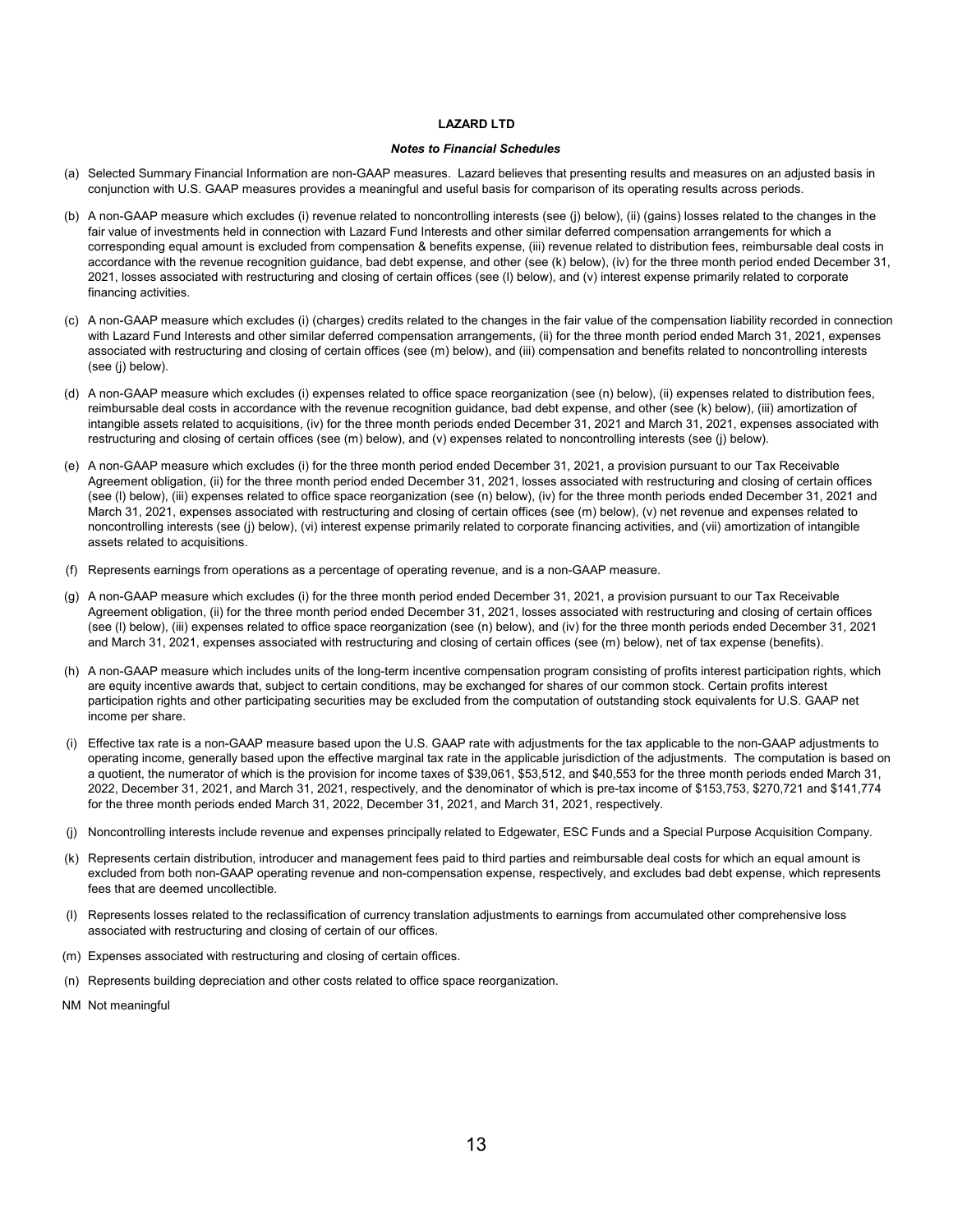**LAZARD LTD**

***Notes to Financial Schedules***

(a) Selected Summary Financial Information are non-GAAP measures. Lazard believes that presenting results and measures on an adjusted basis in conjunction with U.S. GAAP measures provides a meaningful and useful basis for comparison of its operating results across periods.

(b) A non-GAAP measure which excludes (i) revenue related to noncontrolling interests (see (j) below), (ii) (gains) losses related to the changes in the fair value of investments held in connection with Lazard Fund Interests and other similar deferred compensation arrangements for which a corresponding equal amount is excluded from compensation & benefits expense, (iii) revenue related to distribution fees, reimbursable deal costs in accordance with the revenue recognition guidance, bad debt expense, and other (see (k) below), (iv) for the three month period ended December 31, 2021, losses associated with restructuring and closing of certain offices (see (l) below), and (v) interest expense primarily related to corporate financing activities.

(c) A non-GAAP measure which excludes (i) (charges) credits related to the changes in the fair value of the compensation liability recorded in connection with Lazard Fund Interests and other similar deferred compensation arrangements, (ii) for the three month period ended March 31, 2021, expenses associated with restructuring and closing of certain offices (see (m) below), and (iii) compensation and benefits related to noncontrolling interests (see (j) below).

(d) A non-GAAP measure which excludes (i) expenses related to office space reorganization (see (n) below), (ii) expenses related to distribution fees, reimbursable deal costs in accordance with the revenue recognition guidance, bad debt expense, and other (see (k) below), (iii) amortization of intangible assets related to acquisitions, (iv) for the three month periods ended December 31, 2021 and March 31, 2021, expenses associated with restructuring and closing of certain offices (see (m) below), and (v) expenses related to noncontrolling interests (see (j) below).

(e) A non-GAAP measure which excludes (i) for the three month period ended December 31, 2021, a provision pursuant to our Tax Receivable Agreement obligation, (ii) for the three month period ended December 31, 2021, losses associated with restructuring and closing of certain offices (see (l) below), (iii) expenses related to office space reorganization (see (n) below), (iv) for the three month periods ended December 31, 2021 and March 31, 2021, expenses associated with restructuring and closing of certain offices (see (m) below), (v) net revenue and expenses related to noncontrolling interests (see (j) below), (vi) interest expense primarily related to corporate financing activities, and (vii) amortization of intangible assets related to acquisitions.

(f) Represents earnings from operations as a percentage of operating revenue, and is a non-GAAP measure.

(g) A non-GAAP measure which excludes (i) for the three month period ended December 31, 2021, a provision pursuant to our Tax Receivable Agreement obligation, (ii) for the three month period ended December 31, 2021, losses associated with restructuring and closing of certain offices (see (l) below), (iii) expenses related to office space reorganization (see (n) below), and (iv) for the three month periods ended December 31, 2021 and March 31, 2021, expenses associated with restructuring and closing of certain offices (see (m) below), net of tax expense (benefits).

(h) A non-GAAP measure which includes units of the long-term incentive compensation program consisting of profits interest participation rights, which are equity incentive awards that, subject to certain conditions, may be exchanged for shares of our common stock. Certain profits interest participation rights and other participating securities may be excluded from the computation of outstanding stock equivalents for U.S. GAAP net income per share.

(i) Effective tax rate is a non-GAAP measure based upon the U.S. GAAP rate with adjustments for the tax applicable to the non-GAAP adjustments to operating income, generally based upon the effective marginal tax rate in the applicable jurisdiction of the adjustments. The computation is based on a quotient, the numerator of which is the provision for income taxes of $39,061, $53,512, and $40,553 for the three month periods ended March 31, 2022, December 31, 2021, and March 31, 2021, respectively, and the denominator of which is pre-tax income of $153,753, $270,721 and $141,774 for the three month periods ended March 31, 2022, December 31, 2021, and March 31, 2021, respectively.

(j) Noncontrolling interests include revenue and expenses principally related to Edgewater, ESC Funds and a Special Purpose Acquisition Company.

(k) Represents certain distribution, introducer and management fees paid to third parties and reimbursable deal costs for which an equal amount is excluded from both non-GAAP operating revenue and non-compensation expense, respectively, and excludes bad debt expense, which represents fees that are deemed uncollectible.

(l) Represents losses related to the reclassification of currency translation adjustments to earnings from accumulated other comprehensive loss associated with restructuring and closing of certain of our offices.

(m) Expenses associated with restructuring and closing of certain offices.

(n) Represents building depreciation and other costs related to office space reorganization.

NM Not meaningful